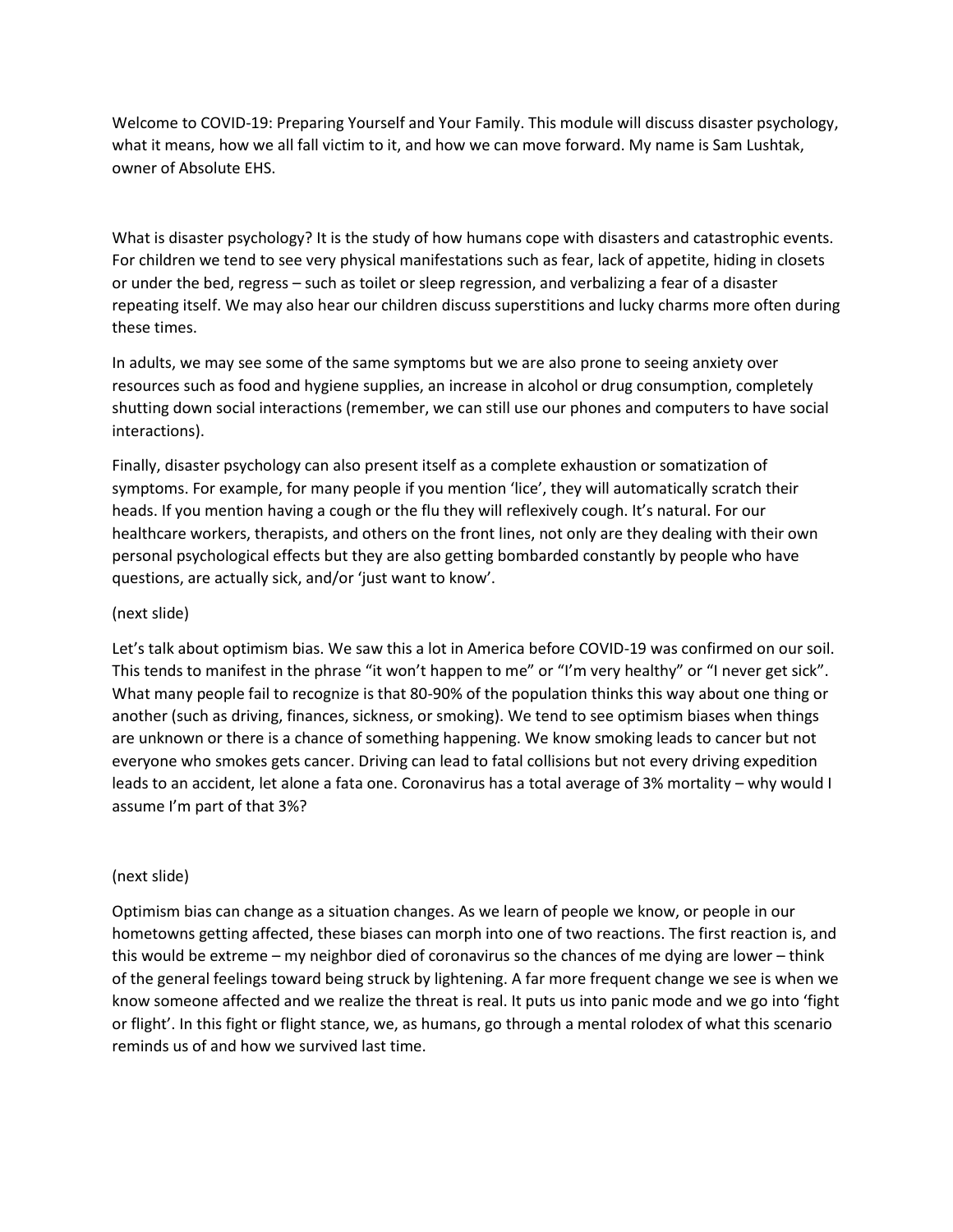Welcome to COVID-19: Preparing Yourself and Your Family. This module will discuss disaster psychology, what it means, how we all fall victim to it, and how we can move forward. My name is Sam Lushtak, owner of Absolute EHS.

What is disaster psychology? It is the study of how humans cope with disasters and catastrophic events. For children we tend to see very physical manifestations such as fear, lack of appetite, hiding in closets or under the bed, regress – such as toilet or sleep regression, and verbalizing a fear of a disaster repeating itself. We may also hear our children discuss superstitions and lucky charms more often during these times.

In adults, we may see some of the same symptoms but we are also prone to seeing anxiety over resources such as food and hygiene supplies, an increase in alcohol or drug consumption, completely shutting down social interactions (remember, we can still use our phones and computers to have social interactions).

Finally, disaster psychology can also present itself as a complete exhaustion or somatization of symptoms. For example, for many people if you mention 'lice', they will automatically scratch their heads. If you mention having a cough or the flu they will reflexively cough. It's natural. For our healthcare workers, therapists, and others on the front lines, not only are they dealing with their own personal psychological effects but they are also getting bombarded constantly by people who have questions, are actually sick, and/or 'just want to know'.

(next slide)

Let's talk about optimism bias. We saw this a lot in America before COVID-19 was confirmed on our soil. This tends to manifest in the phrase "it won't happen to me" or "I'm very healthy" or "I never get sick". What many people fail to recognize is that 80-90% of the population thinks this way about one thing or another (such as driving, finances, sickness, or smoking). We tend to see optimism biases when things are unknown or there is a chance of something happening. We know smoking leads to cancer but not everyone who smokes gets cancer. Driving can lead to fatal collisions but not every driving expedition leads to an accident, let alone a fata one. Coronavirus has a total average of 3% mortality – why would I assume I'm part of that 3%?

(next slide)

Optimism bias can change as a situation changes. As we learn of people we know, or people in our hometowns getting affected, these biases can morph into one of two reactions. The first reaction is, and this would be extreme – my neighbor died of coronavirus so the chances of me dying are lower – think of the general feelings toward being struck by lightening. A far more frequent change we see is when we know someone affected and we realize the threat is real. It puts us into panic mode and we go into 'fight or flight'. In this fight or flight stance, we, as humans, go through a mental rolodex of what this scenario reminds us of and how we survived last time.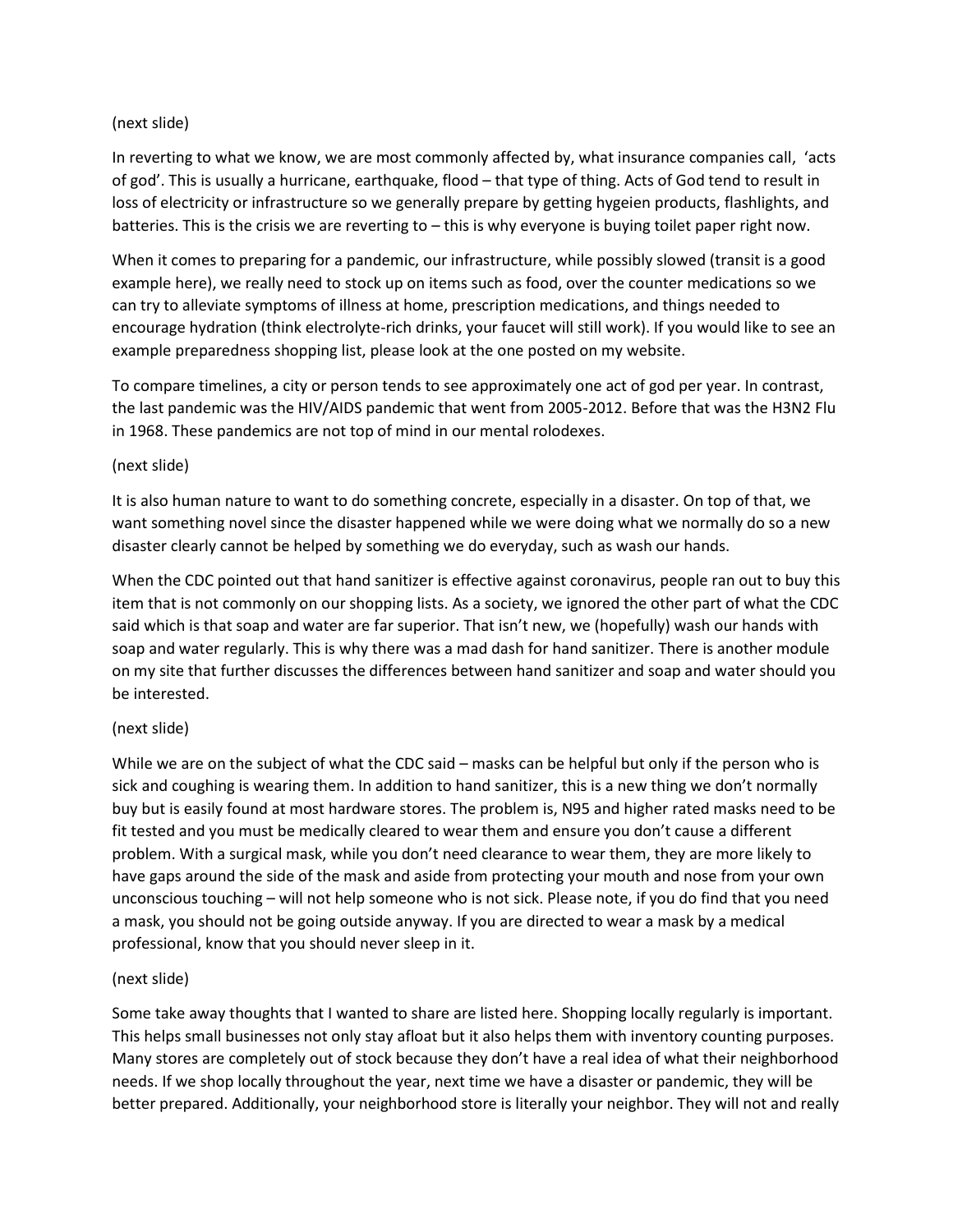(next slide)

In reverting to what we know, we are most commonly affected by, what insurance companies call, 'acts of god'. This is usually a hurricane, earthquake, flood – that type of thing. Acts of God tend to result in loss of electricity or infrastructure so we generally prepare by getting hygeien products, flashlights, and batteries. This is the crisis we are reverting to – this is why everyone is buying toilet paper right now.

When it comes to preparing for a pandemic, our infrastructure, while possibly slowed (transit is a good example here), we really need to stock up on items such as food, over the counter medications so we can try to alleviate symptoms of illness at home, prescription medications, and things needed to encourage hydration (think electrolyte-rich drinks, your faucet will still work). If you would like to see an example preparedness shopping list, please look at the one posted on my website.

To compare timelines, a city or person tends to see approximately one act of god per year. In contrast, the last pandemic was the HIV/AIDS pandemic that went from 2005-2012. Before that was the H3N2 Flu in 1968. These pandemics are not top of mind in our mental rolodexes.

(next slide)

It is also human nature to want to do something concrete, especially in a disaster. On top of that, we want something novel since the disaster happened while we were doing what we normally do so a new disaster clearly cannot be helped by something we do everyday, such as wash our hands.

When the CDC pointed out that hand sanitizer is effective against coronavirus, people ran out to buy this item that is not commonly on our shopping lists. As a society, we ignored the other part of what the CDC said which is that soap and water are far superior. That isn't new, we (hopefully) wash our hands with soap and water regularly. This is why there was a mad dash for hand sanitizer. There is another module on my site that further discusses the differences between hand sanitizer and soap and water should you be interested.

(next slide)

While we are on the subject of what the CDC said – masks can be helpful but only if the person who is sick and coughing is wearing them. In addition to hand sanitizer, this is a new thing we don't normally buy but is easily found at most hardware stores. The problem is, N95 and higher rated masks need to be fit tested and you must be medically cleared to wear them and ensure you don't cause a different problem. With a surgical mask, while you don't need clearance to wear them, they are more likely to have gaps around the side of the mask and aside from protecting your mouth and nose from your own unconscious touching – will not help someone who is not sick. Please note, if you do find that you need a mask, you should not be going outside anyway. If you are directed to wear a mask by a medical professional, know that you should never sleep in it.

(next slide)

Some take away thoughts that I wanted to share are listed here. Shopping locally regularly is important. This helps small businesses not only stay afloat but it also helps them with inventory counting purposes. Many stores are completely out of stock because they don't have a real idea of what their neighborhood needs. If we shop locally throughout the year, next time we have a disaster or pandemic, they will be better prepared. Additionally, your neighborhood store is literally your neighbor. They will not and really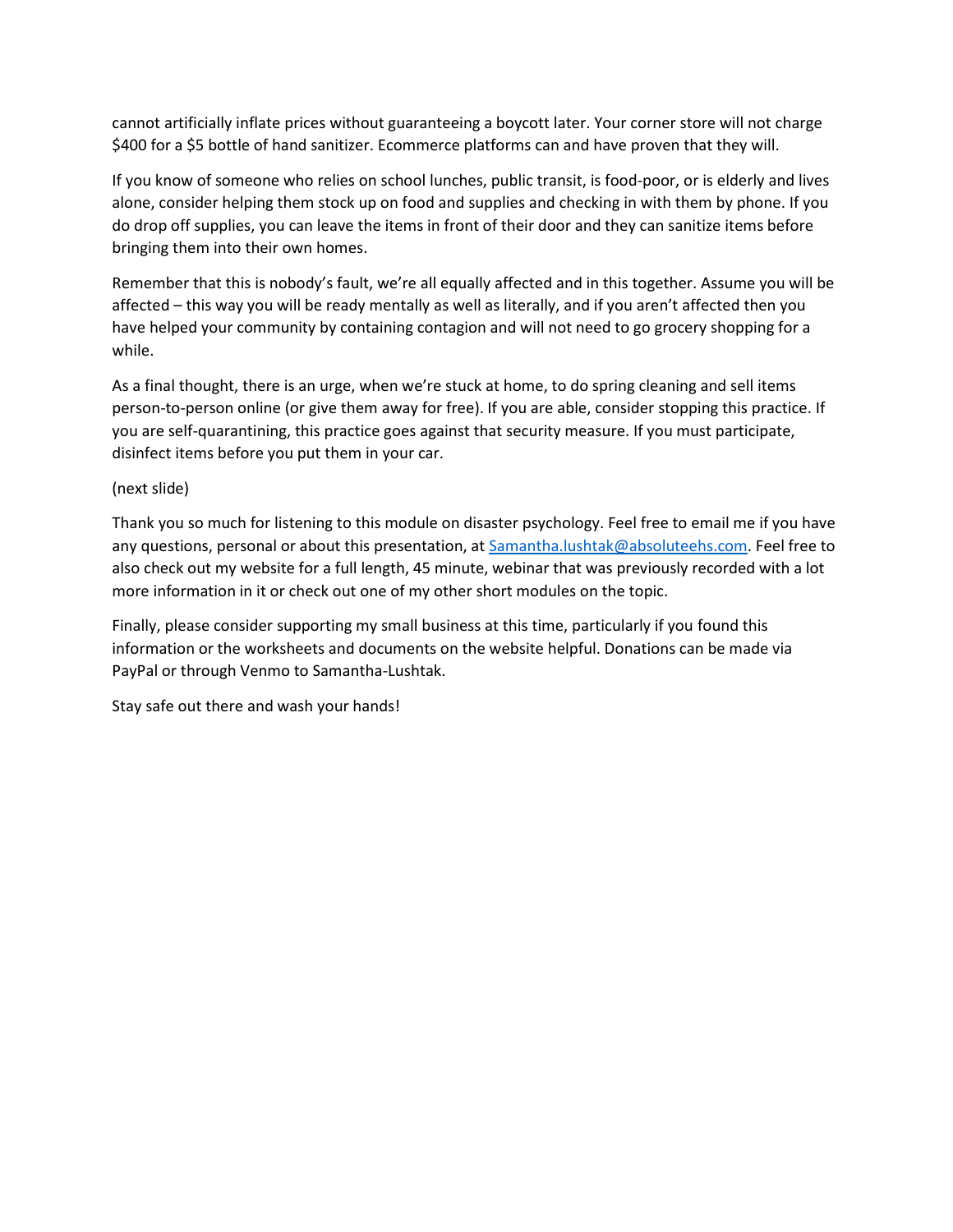cannot artificially inflate prices without guaranteeing a boycott later. Your corner store will not charge $400 for a $5 bottle of hand sanitizer. Ecommerce platforms can and have proven that they will.

If you know of someone who relies on school lunches, public transit, is food-poor, or is elderly and lives alone, consider helping them stock up on food and supplies and checking in with them by phone. If you do drop off supplies, you can leave the items in front of their door and they can sanitize items before bringing them into their own homes.

Remember that this is nobody's fault, we're all equally affected and in this together. Assume you will be affected – this way you will be ready mentally as well as literally, and if you aren't affected then you have helped your community by containing contagion and will not need to go grocery shopping for a while.

As a final thought, there is an urge, when we're stuck at home, to do spring cleaning and sell items person-to-person online (or give them away for free). If you are able, consider stopping this practice. If you are self-quarantining, this practice goes against that security measure. If you must participate, disinfect items before you put them in your car.

(next slide)

Thank you so much for listening to this module on disaster psychology. Feel free to email me if you have any questions, personal or about this presentation, at Samantha.lushtak@absoluteehs.com. Feel free to also check out my website for a full length, 45 minute, webinar that was previously recorded with a lot more information in it or check out one of my other short modules on the topic.

Finally, please consider supporting my small business at this time, particularly if you found this information or the worksheets and documents on the website helpful. Donations can be made via PayPal or through Venmo to Samantha-Lushtak.

Stay safe out there and wash your hands!